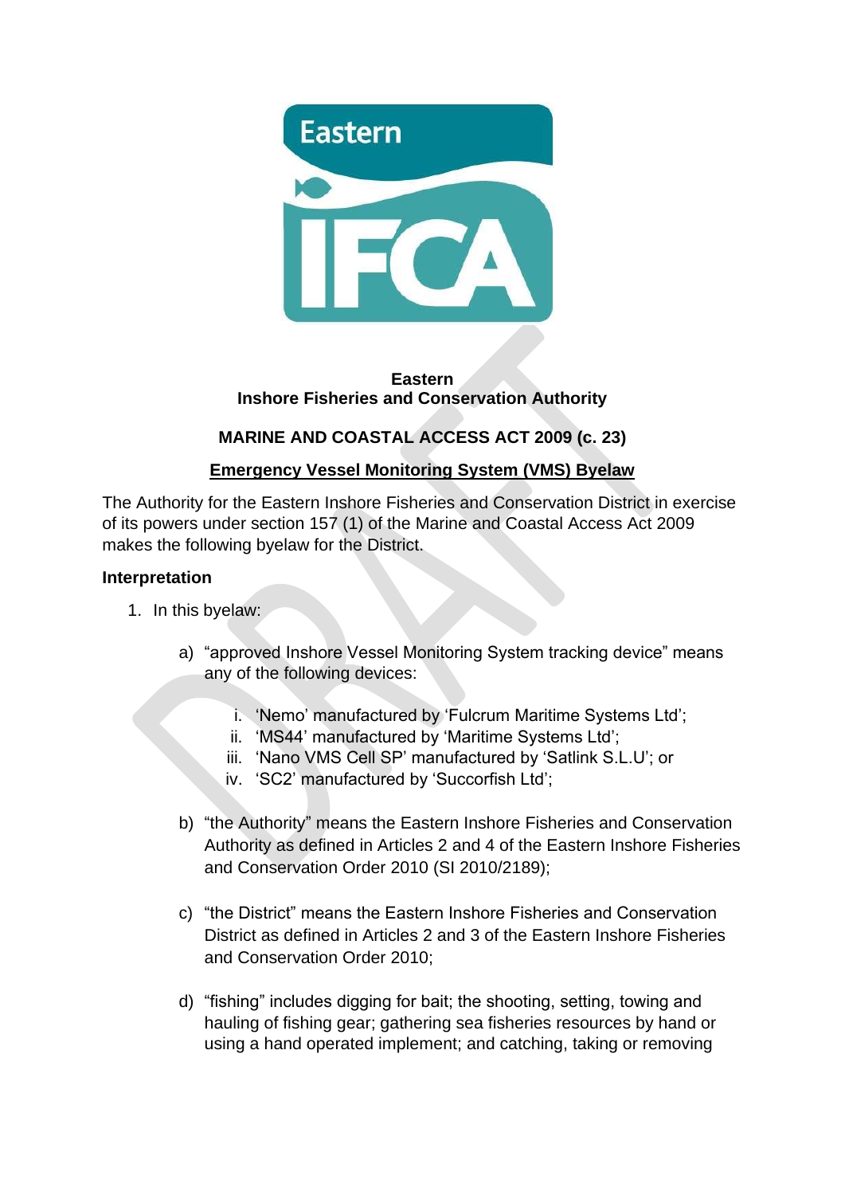**Eastern**
**Inshore Fisheries and Conservation Authority**

## MARINE AND COASTAL ACCESS ACT 2009 (c. 23)

## Emergency Vessel Monitoring System (VMS) Byelaw

The Authority for the Eastern Inshore Fisheries and Conservation District in exercise of its powers under section 157 (1) of the Marine and Coastal Access Act 2009 makes the following byelaw for the District.

### Interpretation

1. In this byelaw:

   a) "approved Inshore Vessel Monitoring System tracking device" means any of the following devices:

      i. 'Nemo' manufactured by 'Fulcrum Maritime Systems Ltd';
      ii. 'MS44' manufactured by 'Maritime Systems Ltd';
      iii. 'Nano VMS Cell SP' manufactured by 'Satlink S.L.U'; or
      iv. 'SC2' manufactured by 'Succorfish Ltd';

   b) "the Authority" means the Eastern Inshore Fisheries and Conservation Authority as defined in Articles 2 and 4 of the Eastern Inshore Fisheries and Conservation Order 2010 (SI 2010/2189);

   c) "the District" means the Eastern Inshore Fisheries and Conservation District as defined in Articles 2 and 3 of the Eastern Inshore Fisheries and Conservation Order 2010;

   d) "fishing" includes digging for bait; the shooting, setting, towing and hauling of fishing gear; gathering sea fisheries resources by hand or using a hand operated implement; and catching, taking or removing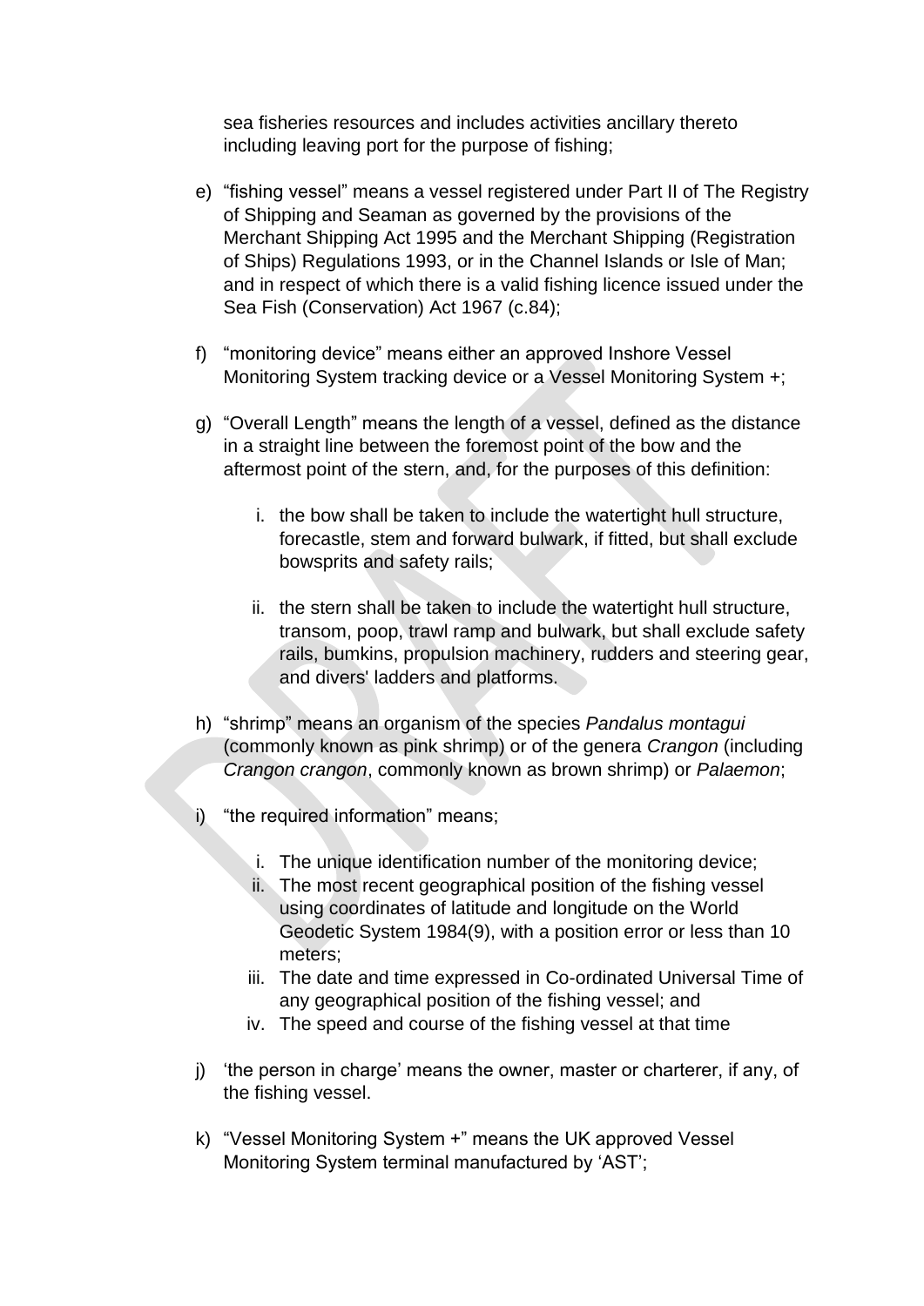sea fisheries resources and includes activities ancillary thereto including leaving port for the purpose of fishing;

e) "fishing vessel" means a vessel registered under Part II of The Registry of Shipping and Seaman as governed by the provisions of the Merchant Shipping Act 1995 and the Merchant Shipping (Registration of Ships) Regulations 1993, or in the Channel Islands or Isle of Man; and in respect of which there is a valid fishing licence issued under the Sea Fish (Conservation) Act 1967 (c.84);

f) "monitoring device" means either an approved Inshore Vessel Monitoring System tracking device or a Vessel Monitoring System +;

g) "Overall Length" means the length of a vessel, defined as the distance in a straight line between the foremost point of the bow and the aftermost point of the stern, and, for the purposes of this definition:

   i. the bow shall be taken to include the watertight hull structure, forecastle, stem and forward bulwark, if fitted, but shall exclude bowsprits and safety rails;

   ii. the stern shall be taken to include the watertight hull structure, transom, poop, trawl ramp and bulwark, but shall exclude safety rails, bumkins, propulsion machinery, rudders and steering gear, and divers' ladders and platforms.

h) "shrimp" means an organism of the species *Pandalus montagui* (commonly known as pink shrimp) or of the genera *Crangon* (including *Crangon crangon*, commonly known as brown shrimp) or *Palaemon*;

i) "the required information" means;

   i. The unique identification number of the monitoring device;
   ii. The most recent geographical position of the fishing vessel using coordinates of latitude and longitude on the World Geodetic System 1984(9), with a position error or less than 10 meters;
   iii. The date and time expressed in Co-ordinated Universal Time of any geographical position of the fishing vessel; and
   iv. The speed and course of the fishing vessel at that time

j) 'the person in charge' means the owner, master or charterer, if any, of the fishing vessel.

k) "Vessel Monitoring System +" means the UK approved Vessel Monitoring System terminal manufactured by 'AST';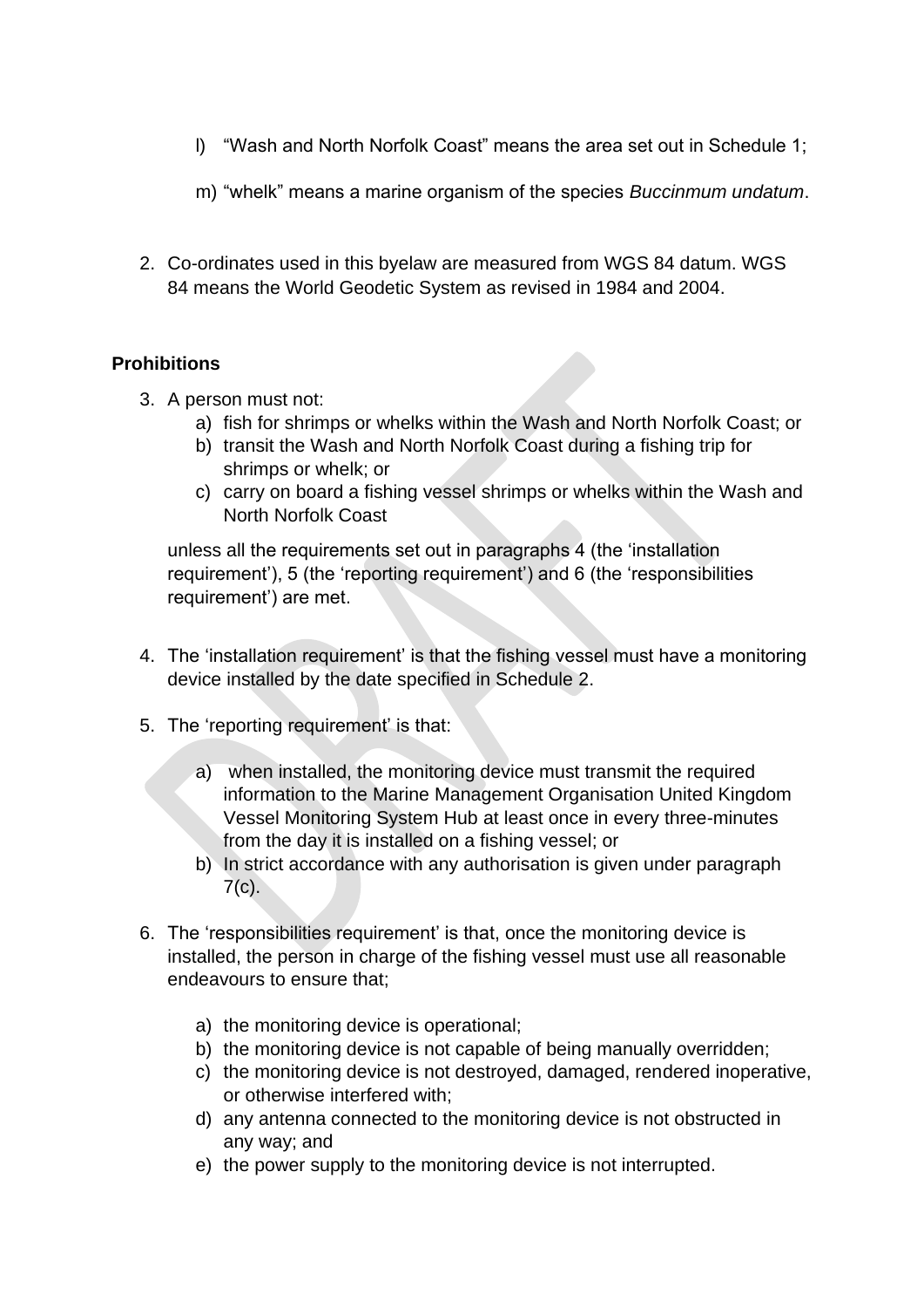l) "Wash and North Norfolk Coast" means the area set out in Schedule 1;

m) "whelk" means a marine organism of the species *Buccinmum undatum*.

2. Co-ordinates used in this byelaw are measured from WGS 84 datum. WGS 84 means the World Geodetic System as revised in 1984 and 2004.

**Prohibitions**

3. A person must not:
    a) fish for shrimps or whelks within the Wash and North Norfolk Coast; or
    b) transit the Wash and North Norfolk Coast during a fishing trip for shrimps or whelk; or
    c) carry on board a fishing vessel shrimps or whelks within the Wash and North Norfolk Coast

    unless all the requirements set out in paragraphs 4 (the 'installation requirement'), 5 (the 'reporting requirement') and 6 (the 'responsibilities requirement') are met.

4. The 'installation requirement' is that the fishing vessel must have a monitoring device installed by the date specified in Schedule 2.

5. The 'reporting requirement' is that:

    a) when installed, the monitoring device must transmit the required information to the Marine Management Organisation United Kingdom Vessel Monitoring System Hub at least once in every three-minutes from the day it is installed on a fishing vessel; or
    b) In strict accordance with any authorisation is given under paragraph 7(c).

6. The 'responsibilities requirement' is that, once the monitoring device is installed, the person in charge of the fishing vessel must use all reasonable endeavours to ensure that;

    a) the monitoring device is operational;
    b) the monitoring device is not capable of being manually overridden;
    c) the monitoring device is not destroyed, damaged, rendered inoperative, or otherwise interfered with;
    d) any antenna connected to the monitoring device is not obstructed in any way; and
    e) the power supply to the monitoring device is not interrupted.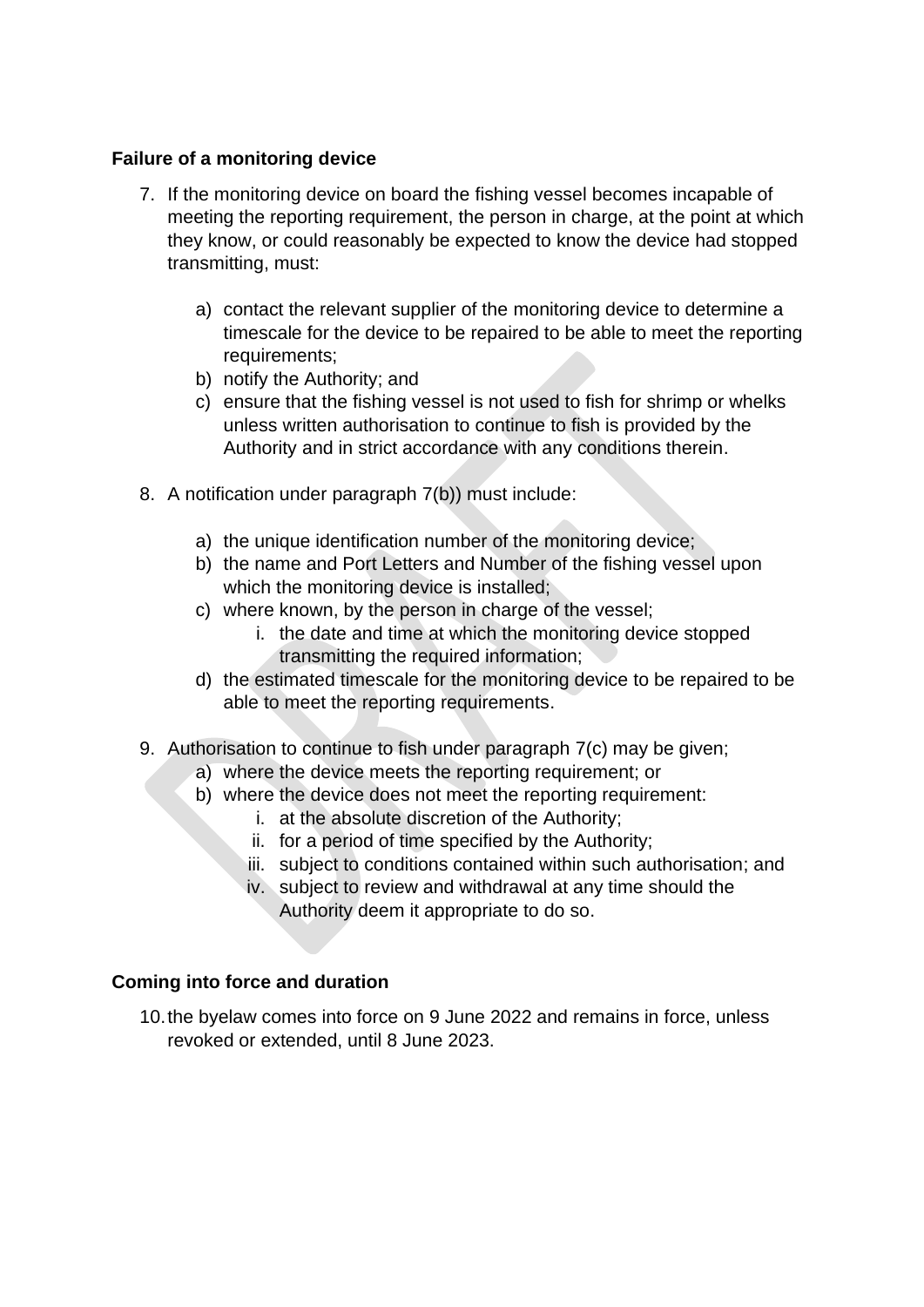**Failure of a monitoring device**

7. If the monitoring device on board the fishing vessel becomes incapable of meeting the reporting requirement, the person in charge, at the point at which they know, or could reasonably be expected to know the device had stopped transmitting, must:

   a) contact the relevant supplier of the monitoring device to determine a timescale for the device to be repaired to be able to meet the reporting requirements;
   b) notify the Authority; and
   c) ensure that the fishing vessel is not used to fish for shrimp or whelks unless written authorisation to continue to fish is provided by the Authority and in strict accordance with any conditions therein.

8. A notification under paragraph 7(b)) must include:

   a) the unique identification number of the monitoring device;
   b) the name and Port Letters and Number of the fishing vessel upon which the monitoring device is installed;
   c) where known, by the person in charge of the vessel;
      i. the date and time at which the monitoring device stopped transmitting the required information;
   d) the estimated timescale for the monitoring device to be repaired to be able to meet the reporting requirements.

9. Authorisation to continue to fish under paragraph 7(c) may be given;
   a) where the device meets the reporting requirement; or
   b) where the device does not meet the reporting requirement:
      i. at the absolute discretion of the Authority;
      ii. for a period of time specified by the Authority;
      iii. subject to conditions contained within such authorisation; and
      iv. subject to review and withdrawal at any time should the Authority deem it appropriate to do so.

**Coming into force and duration**

10. the byelaw comes into force on 9 June 2022 and remains in force, unless revoked or extended, until 8 June 2023.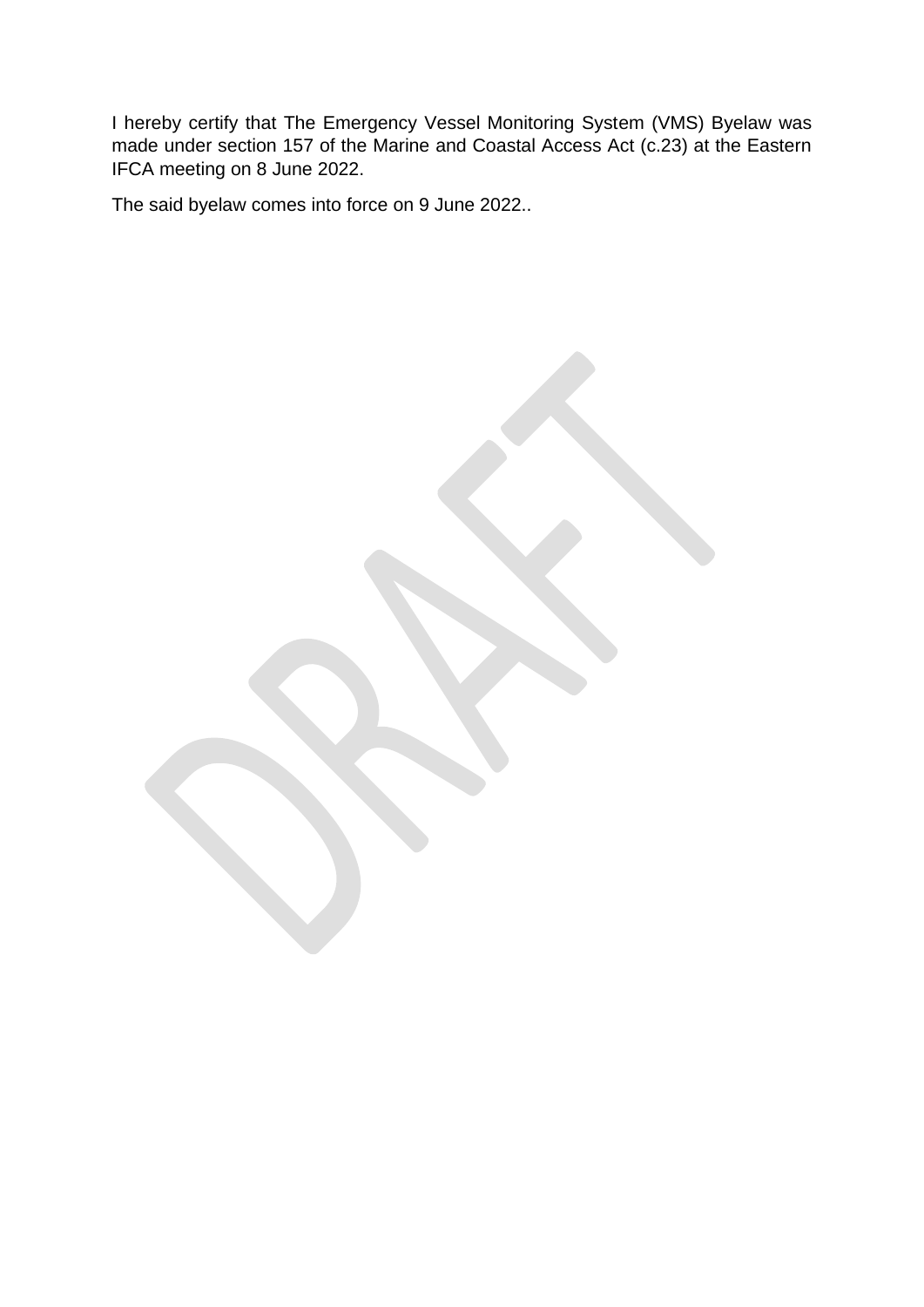I hereby certify that The Emergency Vessel Monitoring System (VMS) Byelaw was made under section 157 of the Marine and Coastal Access Act (c.23) at the Eastern IFCA meeting on 8 June 2022.

The said byelaw comes into force on 9 June 2022..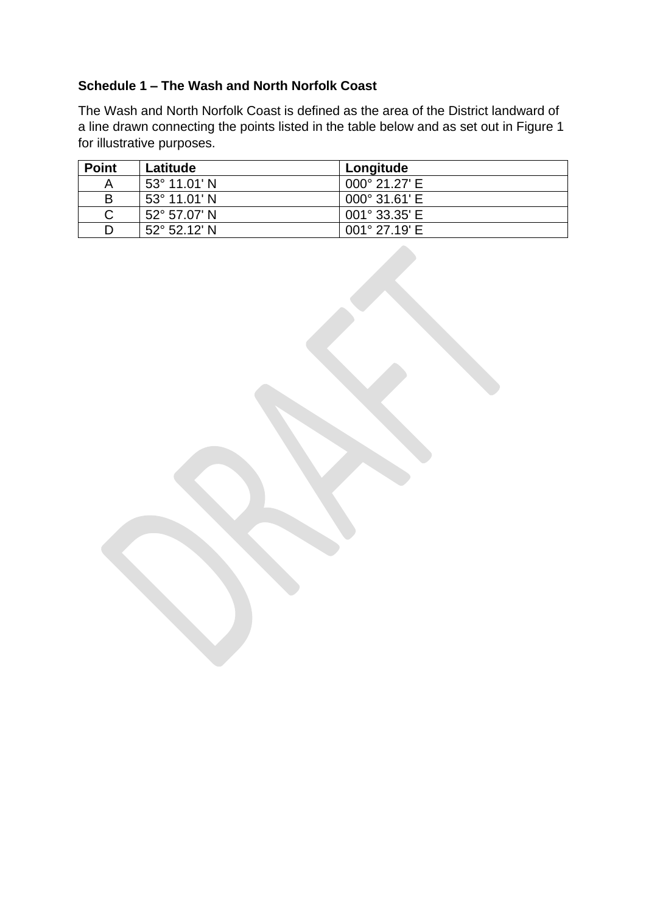**Schedule 1 – The Wash and North Norfolk Coast**

The Wash and North Norfolk Coast is defined as the area of the District landward of a line drawn connecting the points listed in the table below and as set out in Figure 1 for illustrative purposes.

| Point | Latitude | Longitude |
|---|---|---|
| A | 53° 11.01' N | 000° 21.27' E |
| B | 53° 11.01' N | 000° 31.61' E |
| C | 52° 57.07' N | 001° 33.35' E |
| D | 52° 52.12' N | 001° 27.19' E |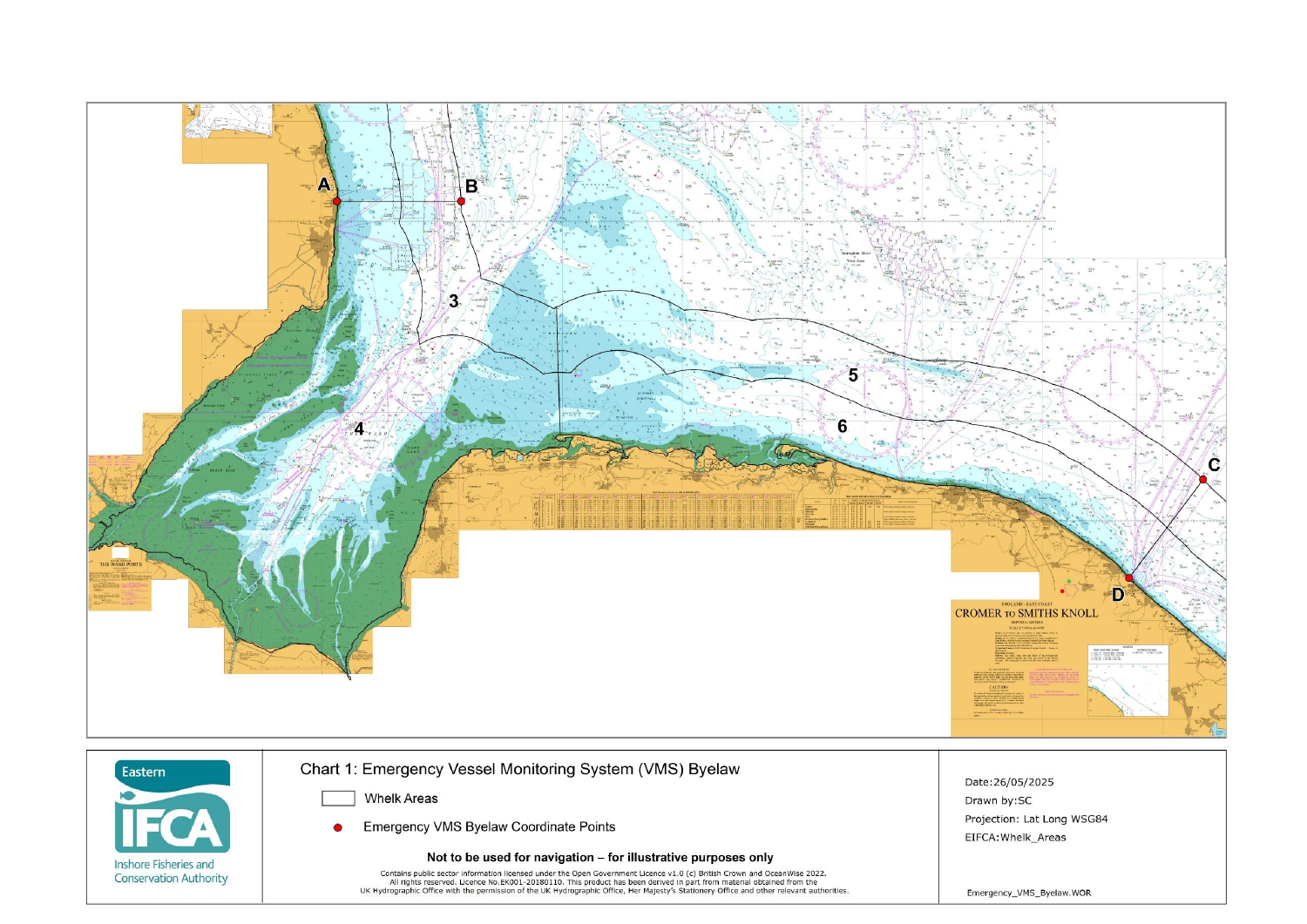A B C D

3 4 5 6

Chart 1: Emergency Vessel Monitoring System (VMS) Byelaw

Whelk Areas

Emergency VMS Byelaw Coordinate Points

**Not to be used for navigation – for illustrative purposes only**

Contains public sector information licensed under the Open Government Licence v1.0 (c) British Crown and OceanWise 2022. All rights reserved. Licence No.EK001-20180110. This product has been derived in part from material obtained from the UK Hydrographic Office with the permission of the UK Hydrographic Office, Her Majesty's Stationery Office and other relevant authorities.

Eastern IFCA Inshore Fisheries and Conservation Authority

Date:26/05/2025

Drawn by:SC

Projection: Lat Long WSG84

EIFCA:Whelk_Areas

Emergency_VMS_Byelaw.WOR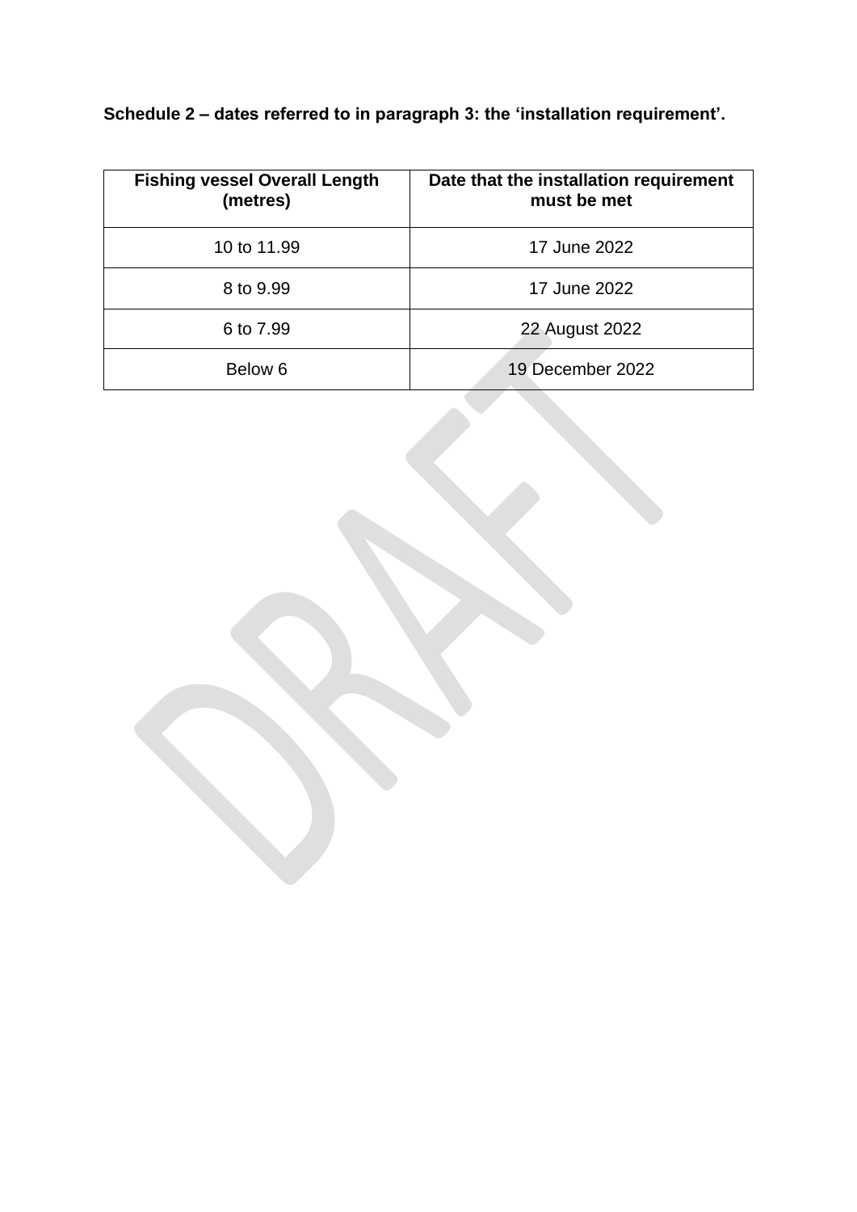**Schedule 2 – dates referred to in paragraph 3: the 'installation requirement'.**

| Fishing vessel Overall Length (metres) | Date that the installation requirement must be met |
|---|---|
| 10 to 11.99 | 17 June 2022 |
| 8 to 9.99 | 17 June 2022 |
| 6 to 7.99 | 22 August 2022 |
| Below 6 | 19 December 2022 |